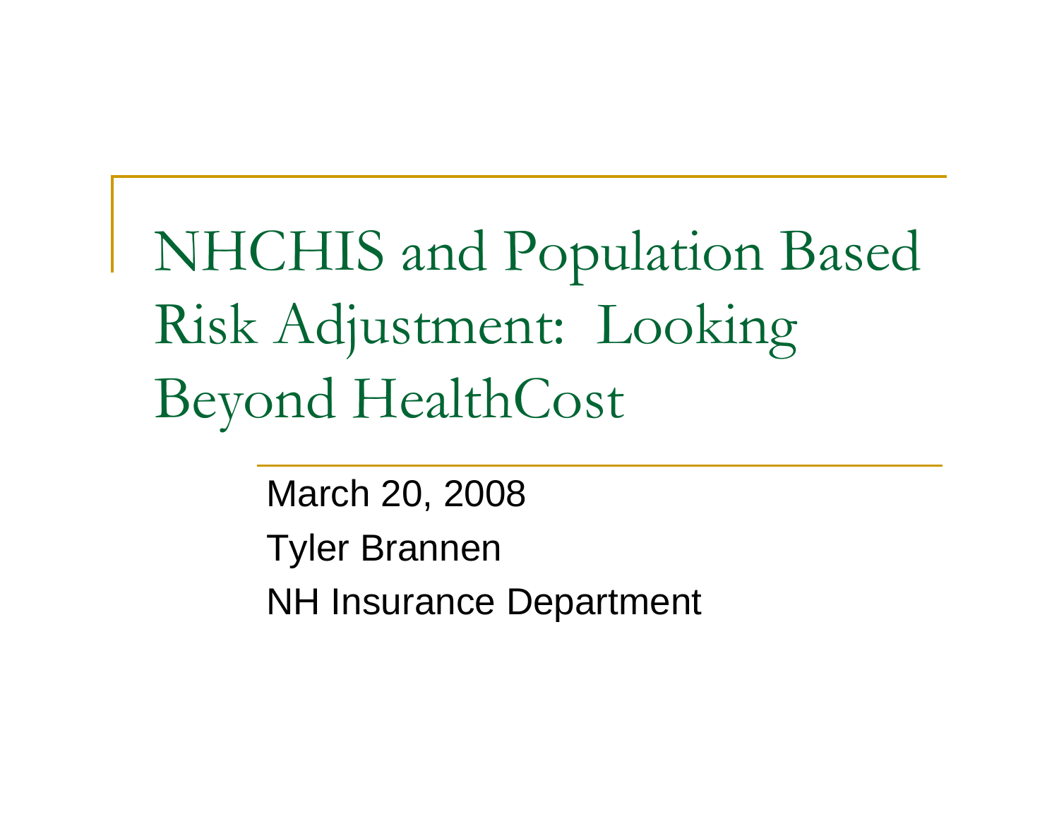# NHCHIS and Population Based Risk Adjustment: Looking Beyond HealthCost

March 20, 2008

Tyler Brannen

NH Insurance Department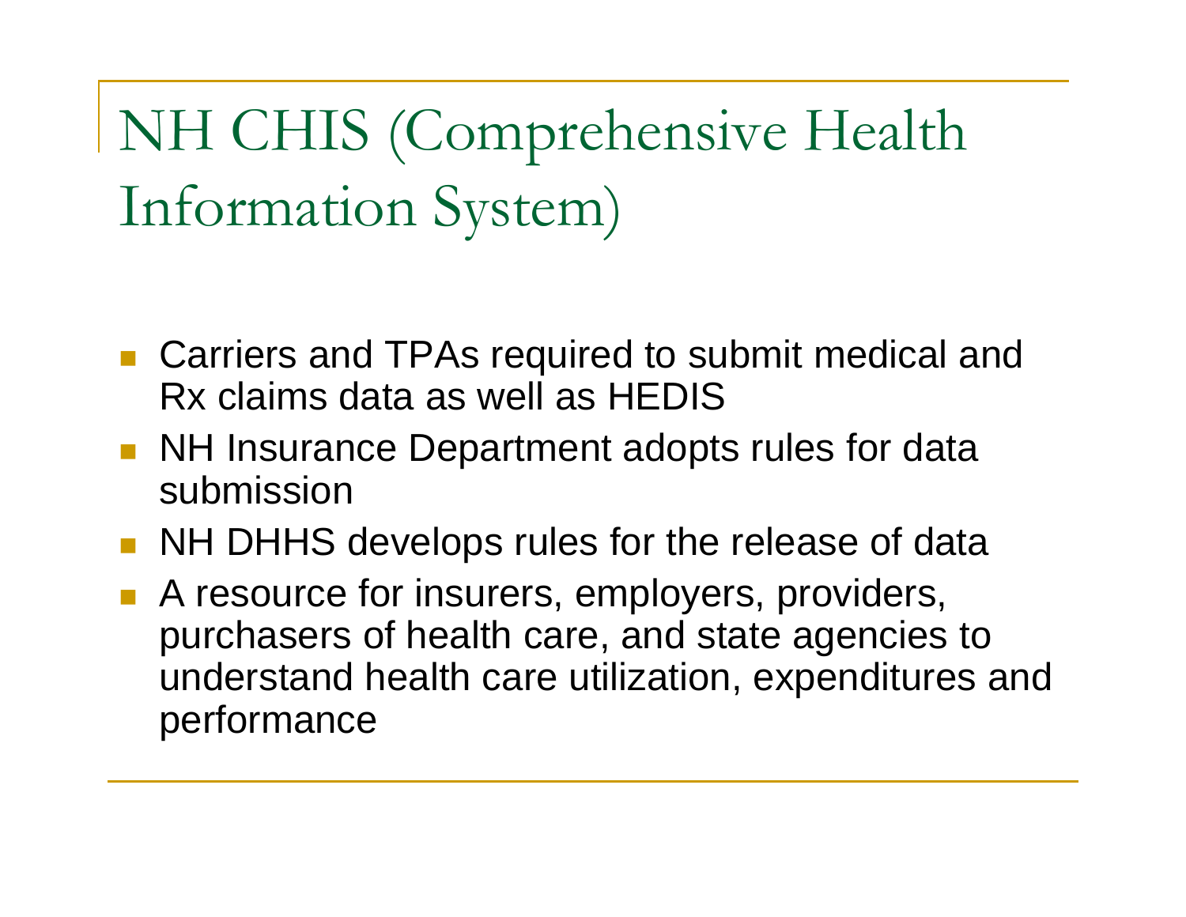# NH CHIS (Comprehensive Health Information System)

- Carriers and TPAs required to submit medical and Rx claims data as well as HEDIS
- NH Insurance Department adopts rules for data submission
- NH DHHS develops rules for the release of data
- A resource for insurers, employers, providers, purchasers of health care, and state agencies to understand health care utilization, expenditures and performance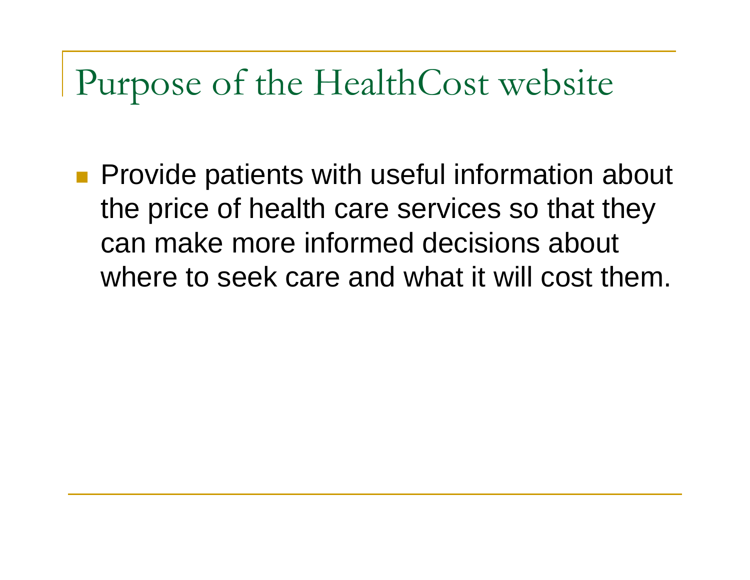# Purpose of the HealthCost website

- Provide patients with useful information about the price of health care services so that they can make more informed decisions about where to seek care and what it will cost them.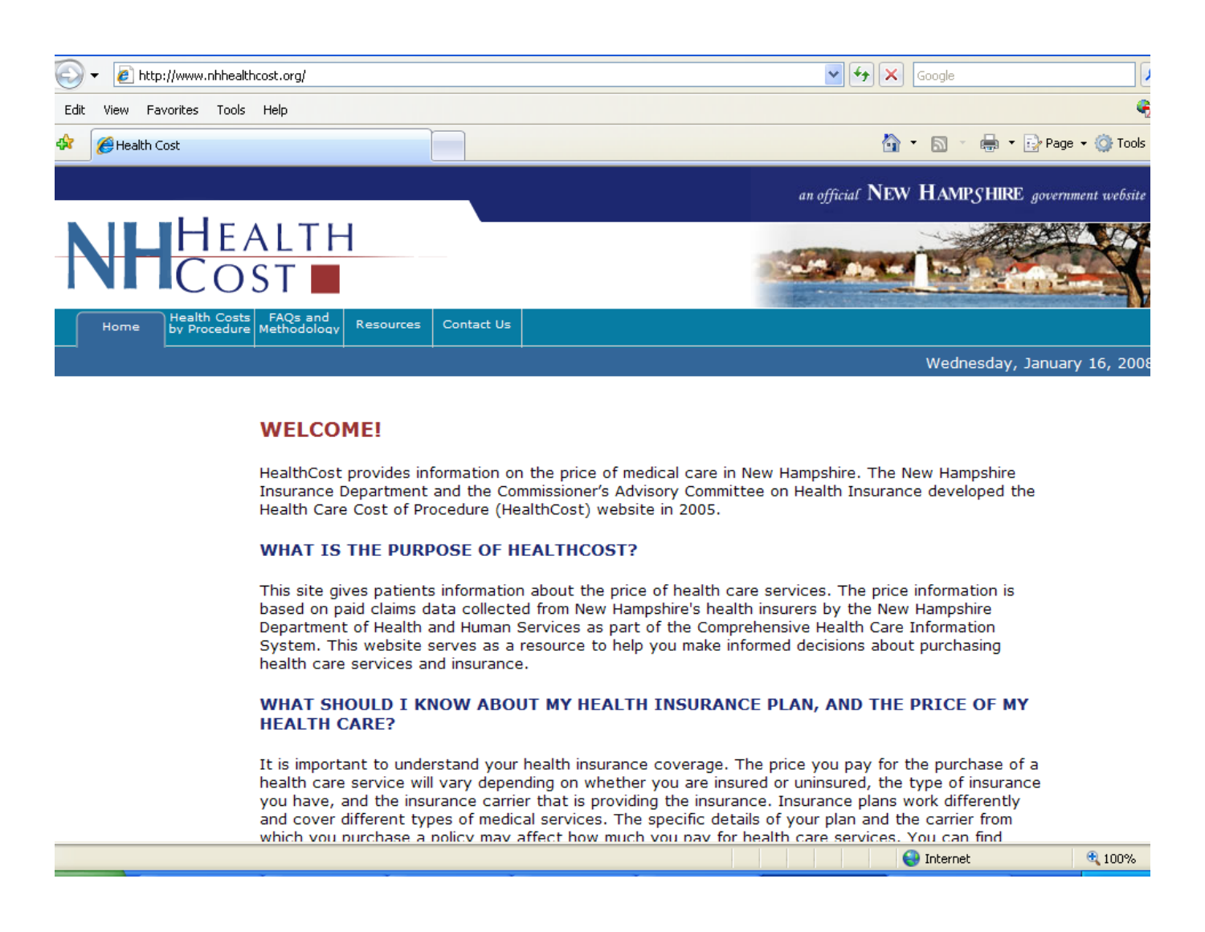http://www.nhhealthcost.org/

Edit View Favorites Tools Help

Health Cost

an official NEW HAMPSHIRE government website

NH HEALTH COST

Home | Health Costs by Procedure | FAQs and Methodology | Resources | Contact Us

Wednesday, January 16, 2008

## WELCOME!

HealthCost provides information on the price of medical care in New Hampshire. The New Hampshire Insurance Department and the Commissioner's Advisory Committee on Health Insurance developed the Health Care Cost of Procedure (HealthCost) website in 2005.

### WHAT IS THE PURPOSE OF HEALTHCOST?

This site gives patients information about the price of health care services. The price information is based on paid claims data collected from New Hampshire's health insurers by the New Hampshire Department of Health and Human Services as part of the Comprehensive Health Care Information System. This website serves as a resource to help you make informed decisions about purchasing health care services and insurance.

### WHAT SHOULD I KNOW ABOUT MY HEALTH INSURANCE PLAN, AND THE PRICE OF MY HEALTH CARE?

It is important to understand your health insurance coverage. The price you pay for the purchase of a health care service will vary depending on whether you are insured or uninsured, the type of insurance you have, and the insurance carrier that is providing the insurance. Insurance plans work differently and cover different types of medical services. The specific details of your plan and the carrier from which you purchase a policy may affect how much you pay for health care services. You can find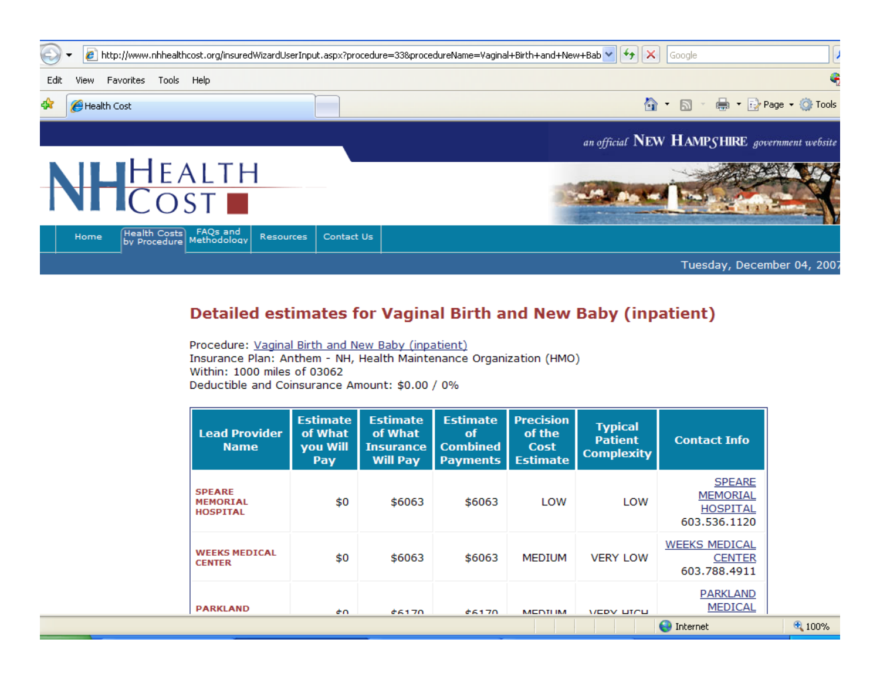# Detailed estimates for Vaginal Birth and New Baby (inpatient)

Procedure: Vaginal Birth and New Baby (inpatient)
Insurance Plan: Anthem - NH, Health Maintenance Organization (HMO)
Within: 1000 miles of 03062
Deductible and Coinsurance Amount: $0.00 / 0%

| Lead Provider Name | Estimate of What you Will Pay | Estimate of What Insurance Will Pay | Estimate of Combined Payments | Precision of the Cost Estimate | Typical Patient Complexity | Contact Info |
|---|---|---|---|---|---|---|
| SPEARE MEMORIAL HOSPITAL | $0 | $6063 | $6063 | LOW | LOW | SPEARE MEMORIAL HOSPITAL 603.536.1120 |
| WEEKS MEDICAL CENTER | $0 | $6063 | $6063 | MEDIUM | VERY LOW | WEEKS MEDICAL CENTER 603.788.4911 |
| PARKLAND | $0 | $6170 | $6170 | MEDIUM | VERY HIGH | PARKLAND MEDICAL |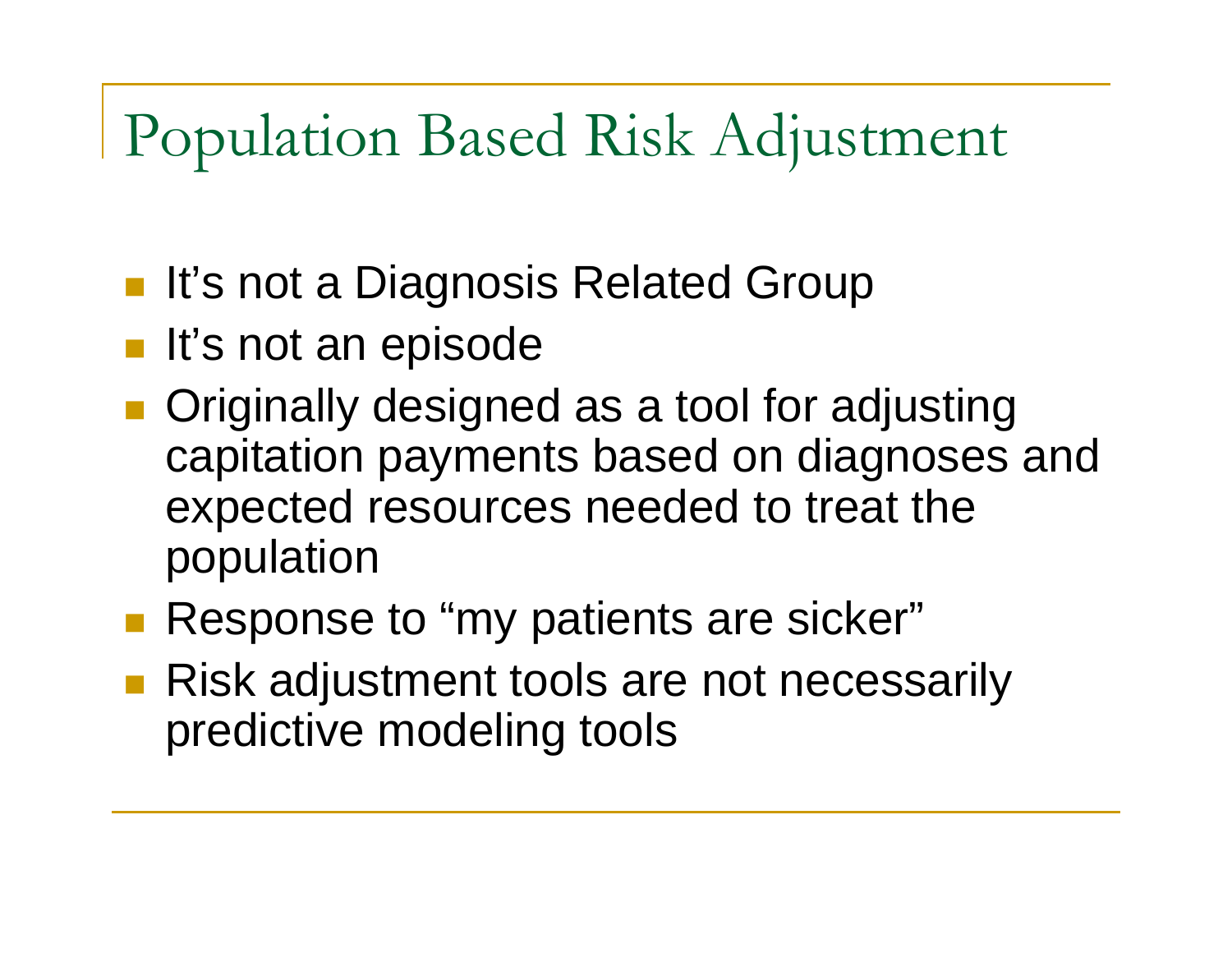# Population Based Risk Adjustment

- It's not a Diagnosis Related Group
- It's not an episode
- Originally designed as a tool for adjusting capitation payments based on diagnoses and expected resources needed to treat the population
- Response to "my patients are sicker"
- Risk adjustment tools are not necessarily predictive modeling tools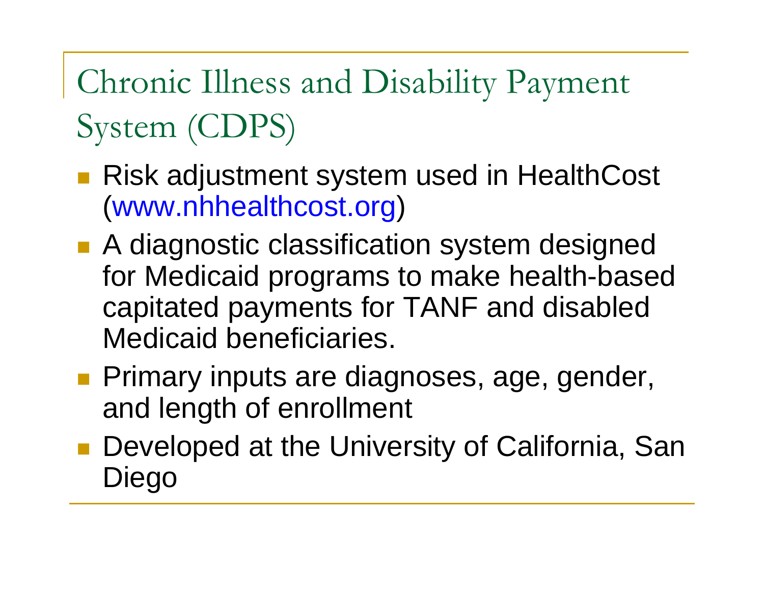# Chronic Illness and Disability Payment System (CDPS)

- Risk adjustment system used in HealthCost (www.nhhealthcost.org)
- A diagnostic classification system designed for Medicaid programs to make health-based capitated payments for TANF and disabled Medicaid beneficiaries.
- Primary inputs are diagnoses, age, gender, and length of enrollment
- Developed at the University of California, San Diego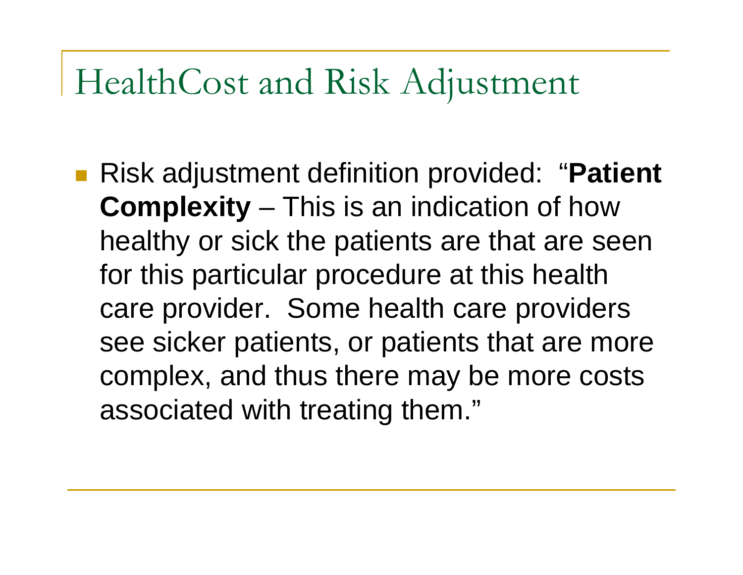# HealthCost and Risk Adjustment

- Risk adjustment definition provided: "**Patient Complexity** – This is an indication of how healthy or sick the patients are that are seen for this particular procedure at this health care provider. Some health care providers see sicker patients, or patients that are more complex, and thus there may be more costs associated with treating them."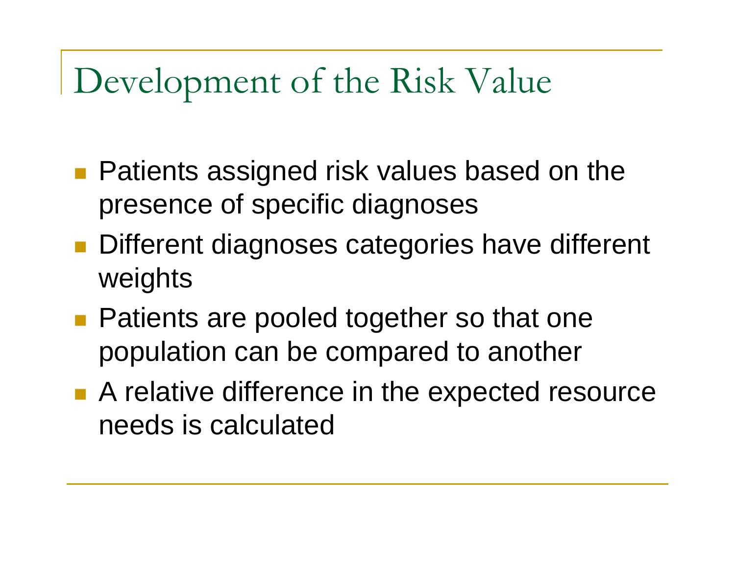# Development of the Risk Value

- Patients assigned risk values based on the presence of specific diagnoses
- Different diagnoses categories have different weights
- Patients are pooled together so that one population can be compared to another
- A relative difference in the expected resource needs is calculated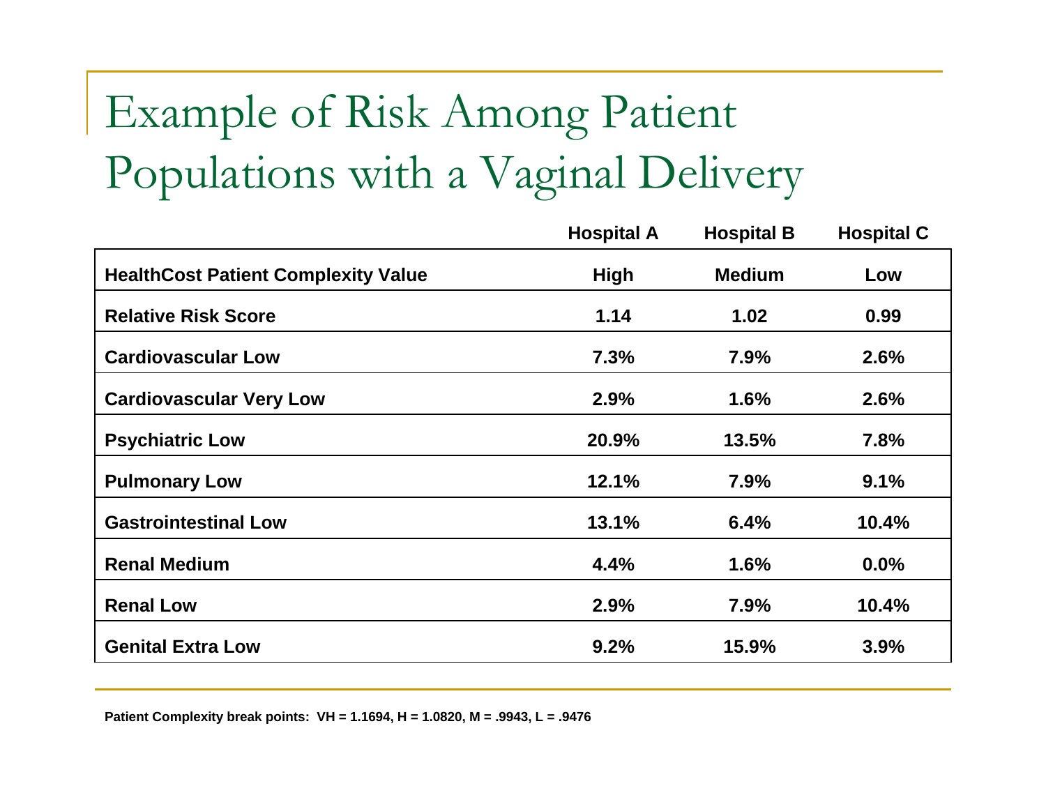# Example of Risk Among Patient Populations with a Vaginal Delivery

| | Hospital A | Hospital B | Hospital C |
|---|---|---|---|
| **HealthCost Patient Complexity Value** | **High** | **Medium** | **Low** |
| **Relative Risk Score** | **1.14** | **1.02** | **0.99** |
| **Cardiovascular Low** | **7.3%** | **7.9%** | **2.6%** |
| **Cardiovascular Very Low** | **2.9%** | **1.6%** | **2.6%** |
| **Psychiatric Low** | **20.9%** | **13.5%** | **7.8%** |
| **Pulmonary Low** | **12.1%** | **7.9%** | **9.1%** |
| **Gastrointestinal Low** | **13.1%** | **6.4%** | **10.4%** |
| **Renal Medium** | **4.4%** | **1.6%** | **0.0%** |
| **Renal Low** | **2.9%** | **7.9%** | **10.4%** |
| **Genital Extra Low** | **9.2%** | **15.9%** | **3.9%** |

**Patient Complexity break points: VH = 1.1694, H = 1.0820, M = .9943, L = .9476**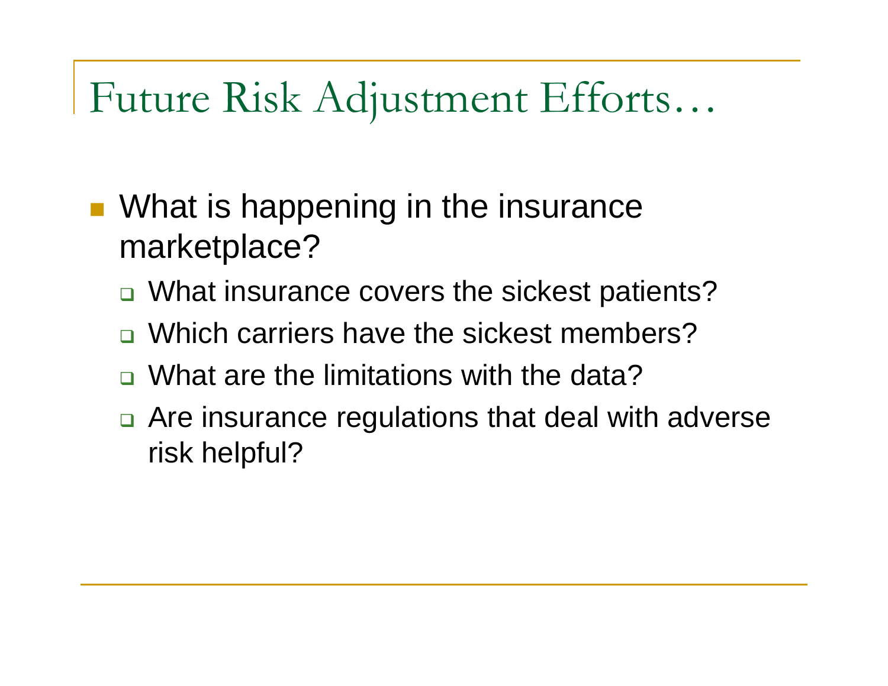# Future Risk Adjustment Efforts…

- What is happening in the insurance marketplace?
  - What insurance covers the sickest patients?
  - Which carriers have the sickest members?
  - What are the limitations with the data?
  - Are insurance regulations that deal with adverse risk helpful?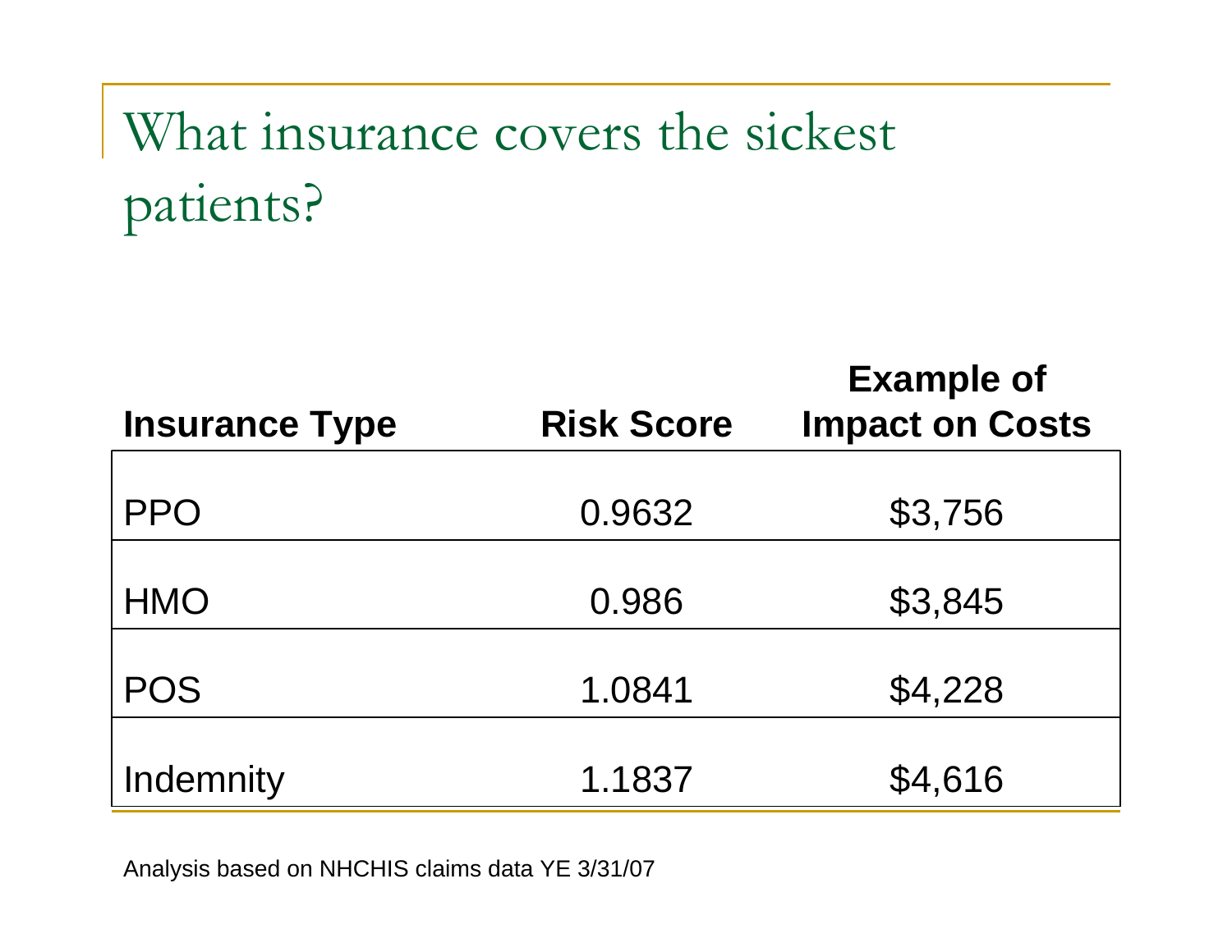# What insurance covers the sickest patients?

| Insurance Type | Risk Score | Example of Impact on Costs |
|---|---|---|
| PPO | 0.9632 | $3,756 |
| HMO | 0.986 | $3,845 |
| POS | 1.0841 | $4,228 |
| Indemnity | 1.1837 | $4,616 |

Analysis based on NHCHIS claims data YE 3/31/07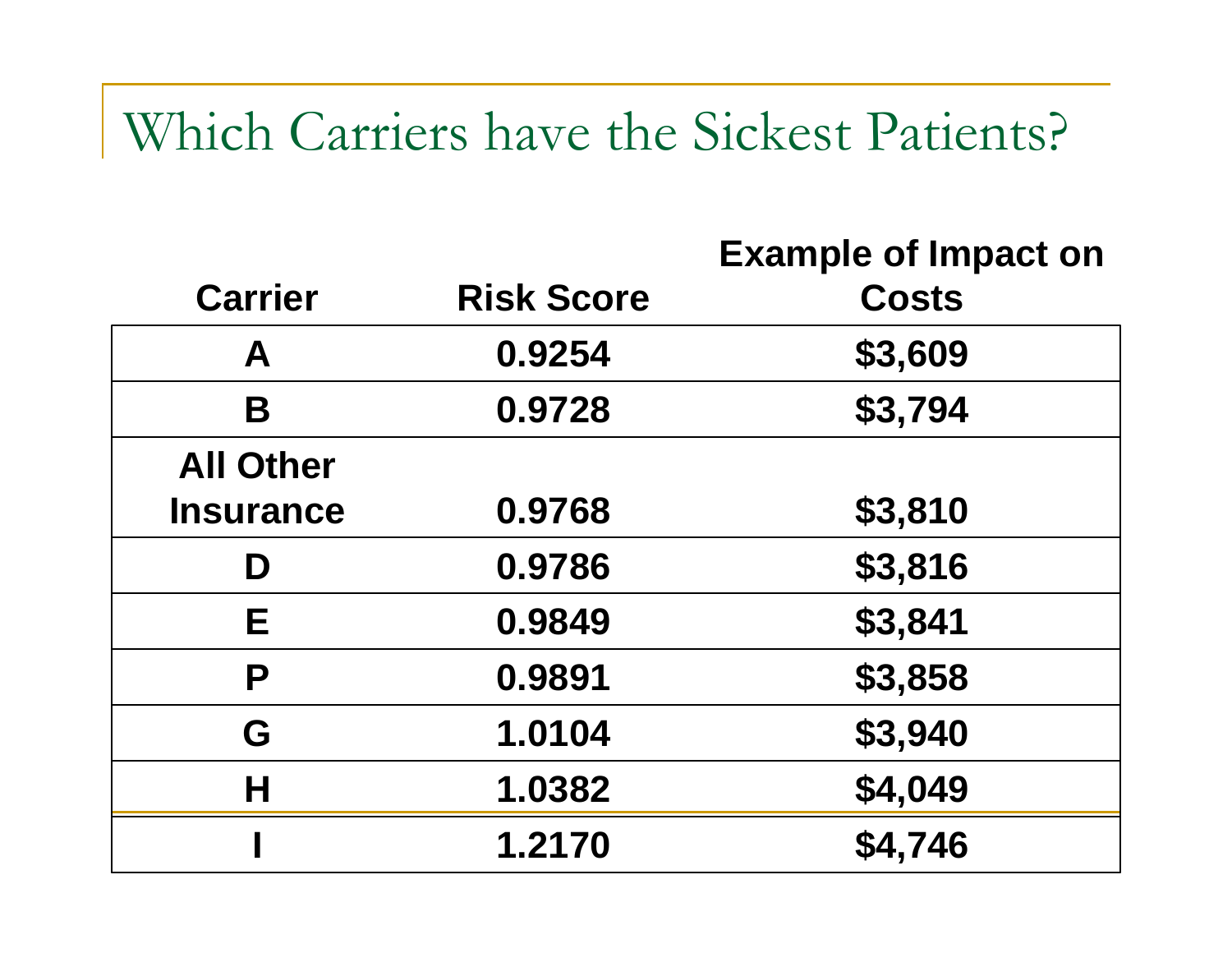# Which Carriers have the Sickest Patients?

| Carrier | Risk Score | Example of Impact on Costs |
|---|---|---|
| A | 0.9254 | $3,609 |
| B | 0.9728 | $3,794 |
| All Other Insurance | 0.9768 | $3,810 |
| D | 0.9786 | $3,816 |
| E | 0.9849 | $3,841 |
| P | 0.9891 | $3,858 |
| G | 1.0104 | $3,940 |
| H | 1.0382 | $4,049 |
| I | 1.2170 | $4,746 |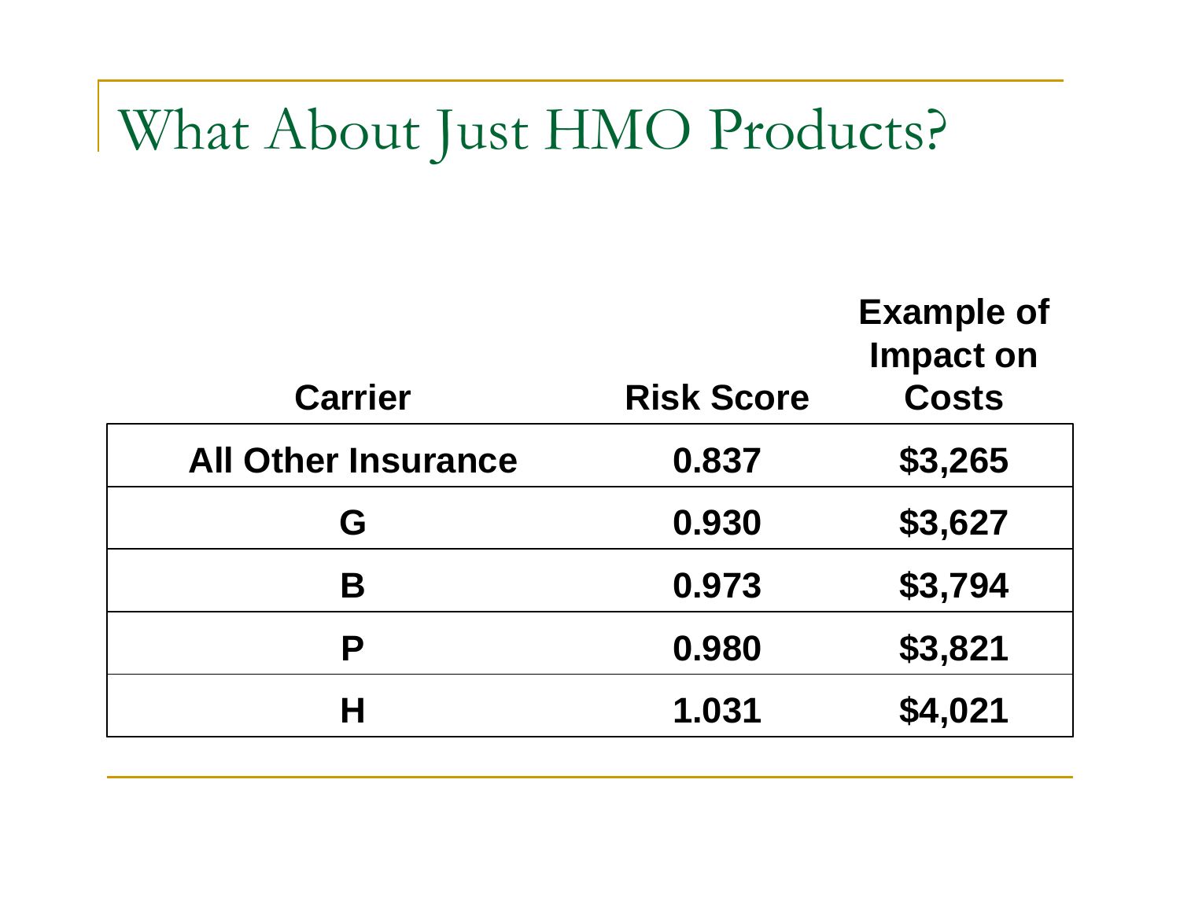# What About Just HMO Products?

| Carrier | Risk Score | Example of Impact on Costs |
|---|---|---|
| All Other Insurance | 0.837 | $3,265 |
| G | 0.930 | $3,627 |
| B | 0.973 | $3,794 |
| P | 0.980 | $3,821 |
| H | 1.031 | $4,021 |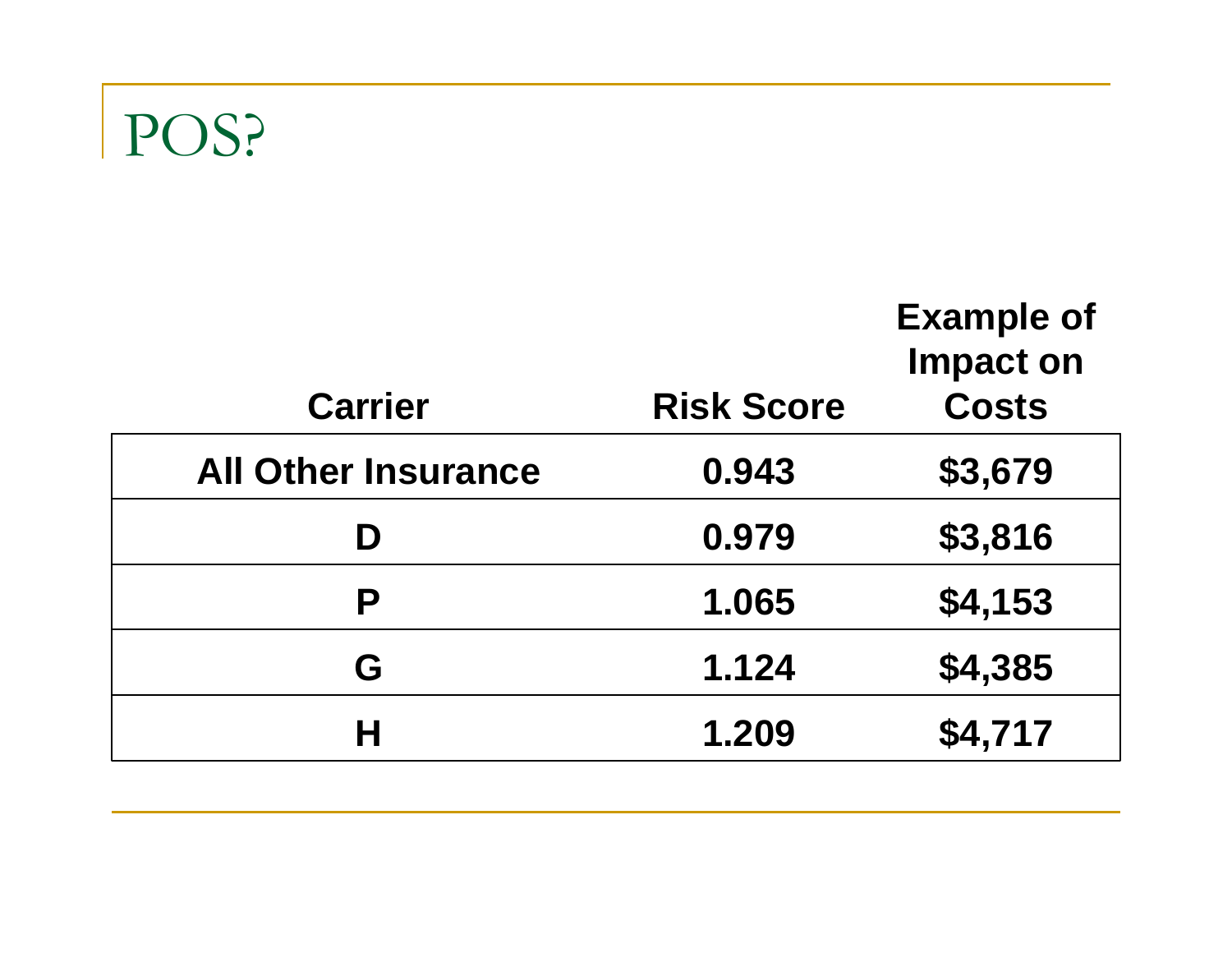# POS?

| Carrier | Risk Score | Example of Impact on Costs |
|---|---|---|
| All Other Insurance | 0.943 | $3,679 |
| D | 0.979 | $3,816 |
| P | 1.065 | $4,153 |
| G | 1.124 | $4,385 |
| H | 1.209 | $4,717 |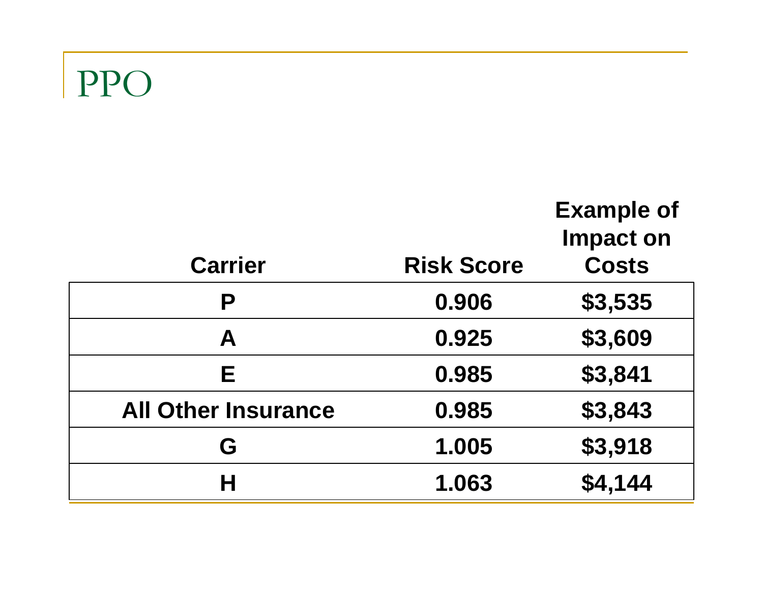# PPO

| Carrier | Risk Score | Example of Impact on Costs |
|---|---|---|
| P | 0.906 | $3,535 |
| A | 0.925 | $3,609 |
| E | 0.985 | $3,841 |
| All Other Insurance | 0.985 | $3,843 |
| G | 1.005 | $3,918 |
| H | 1.063 | $4,144 |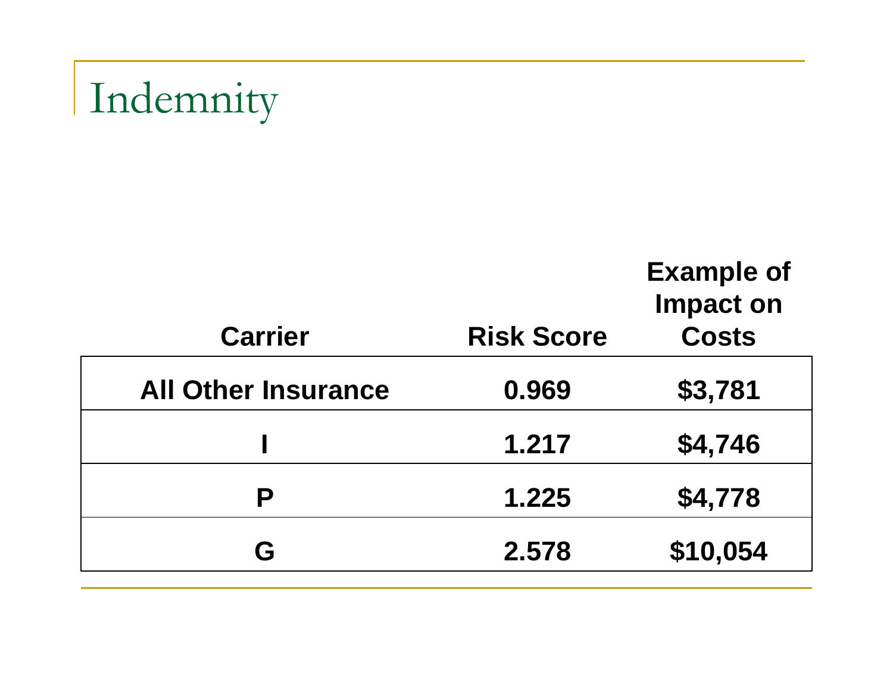# Indemnity

| Carrier | Risk Score | Example of Impact on Costs |
|---|---|---|
| All Other Insurance | 0.969 | $3,781 |
| I | 1.217 | $4,746 |
| P | 1.225 | $4,778 |
| G | 2.578 | $10,054 |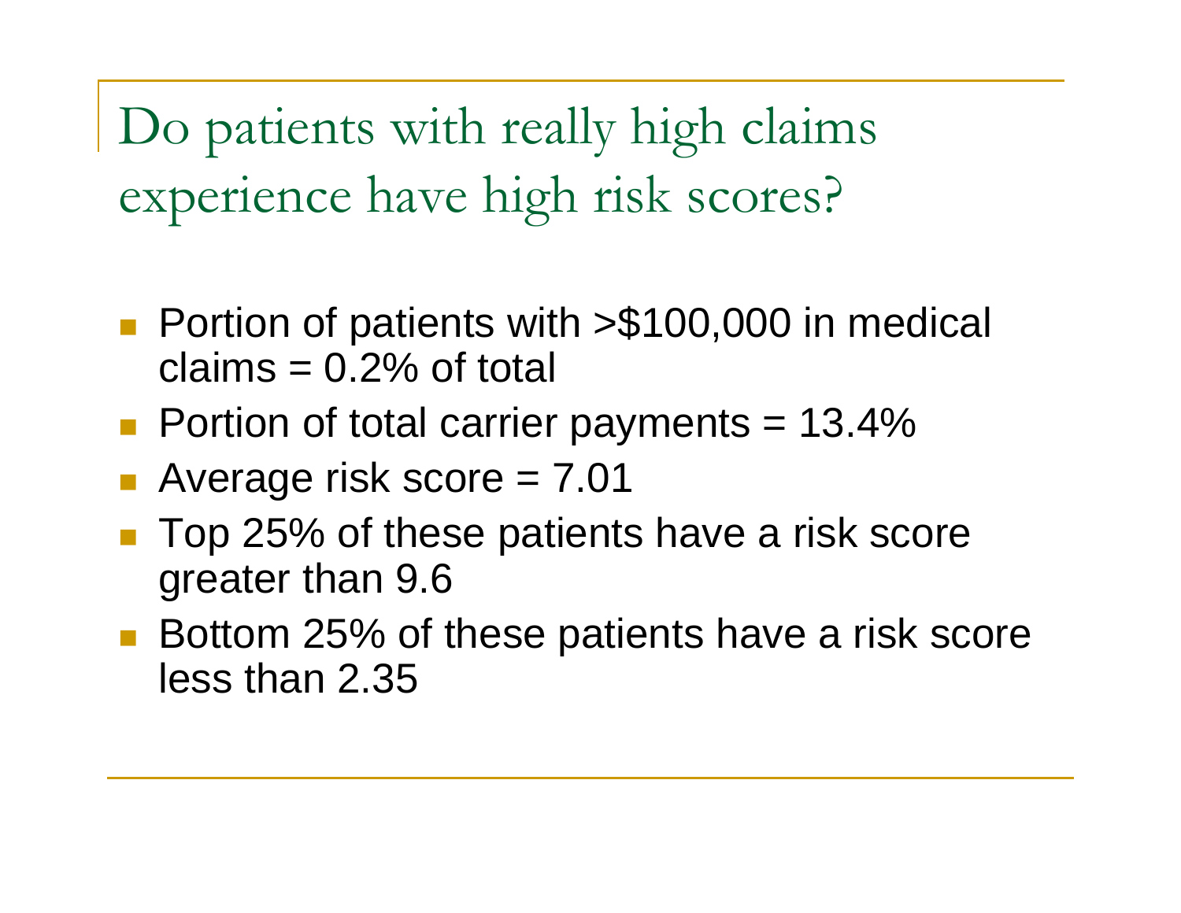# Do patients with really high claims experience have high risk scores?

- Portion of patients with >$100,000 in medical claims = 0.2% of total
- Portion of total carrier payments = 13.4%
- Average risk score = 7.01
- Top 25% of these patients have a risk score greater than 9.6
- Bottom 25% of these patients have a risk score less than 2.35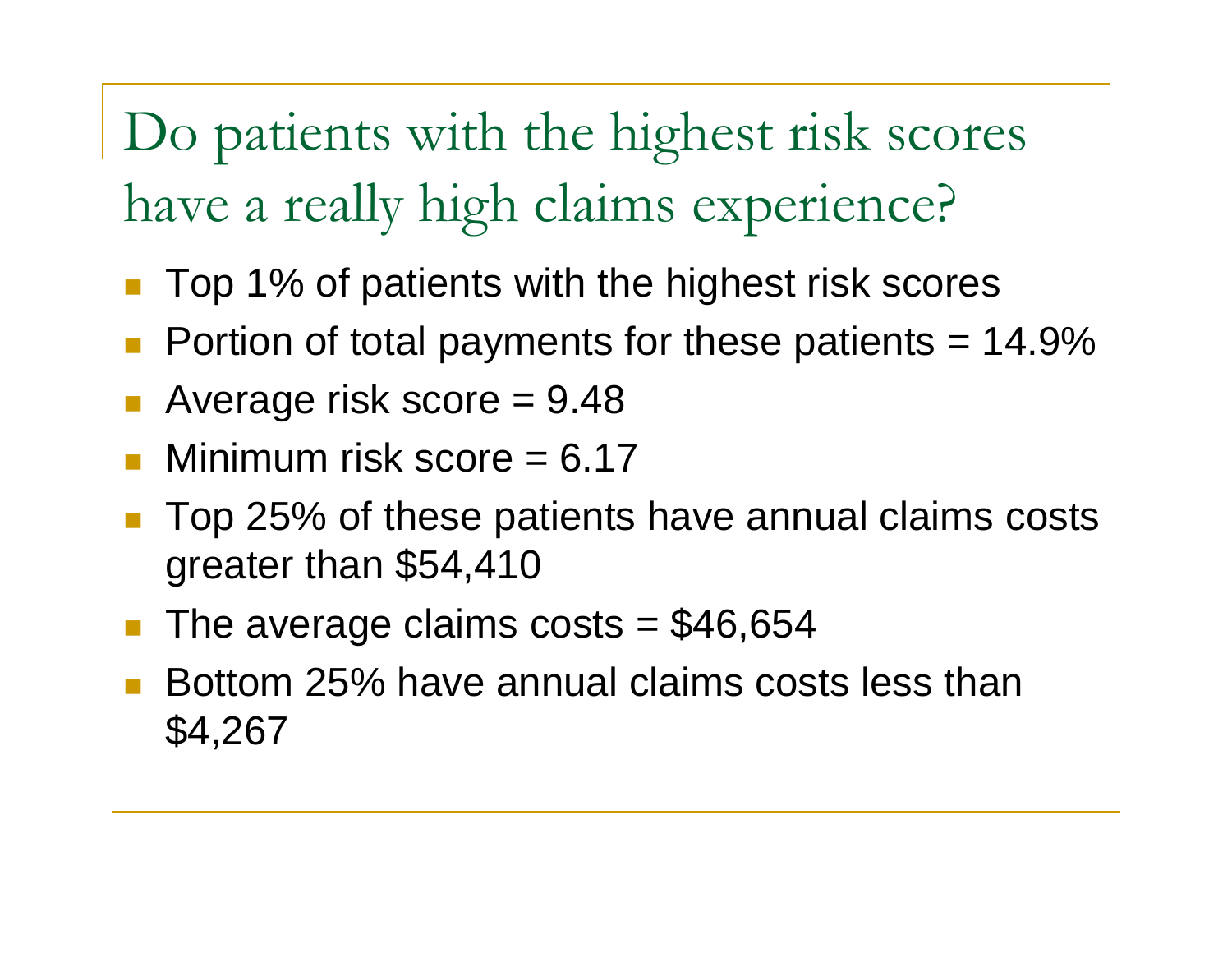# Do patients with the highest risk scores have a really high claims experience?

- Top 1% of patients with the highest risk scores
- Portion of total payments for these patients = 14.9%
- Average risk score = 9.48
- Minimum risk score = 6.17
- Top 25% of these patients have annual claims costs greater than $54,410
- The average claims costs = $46,654
- Bottom 25% have annual claims costs less than $4,267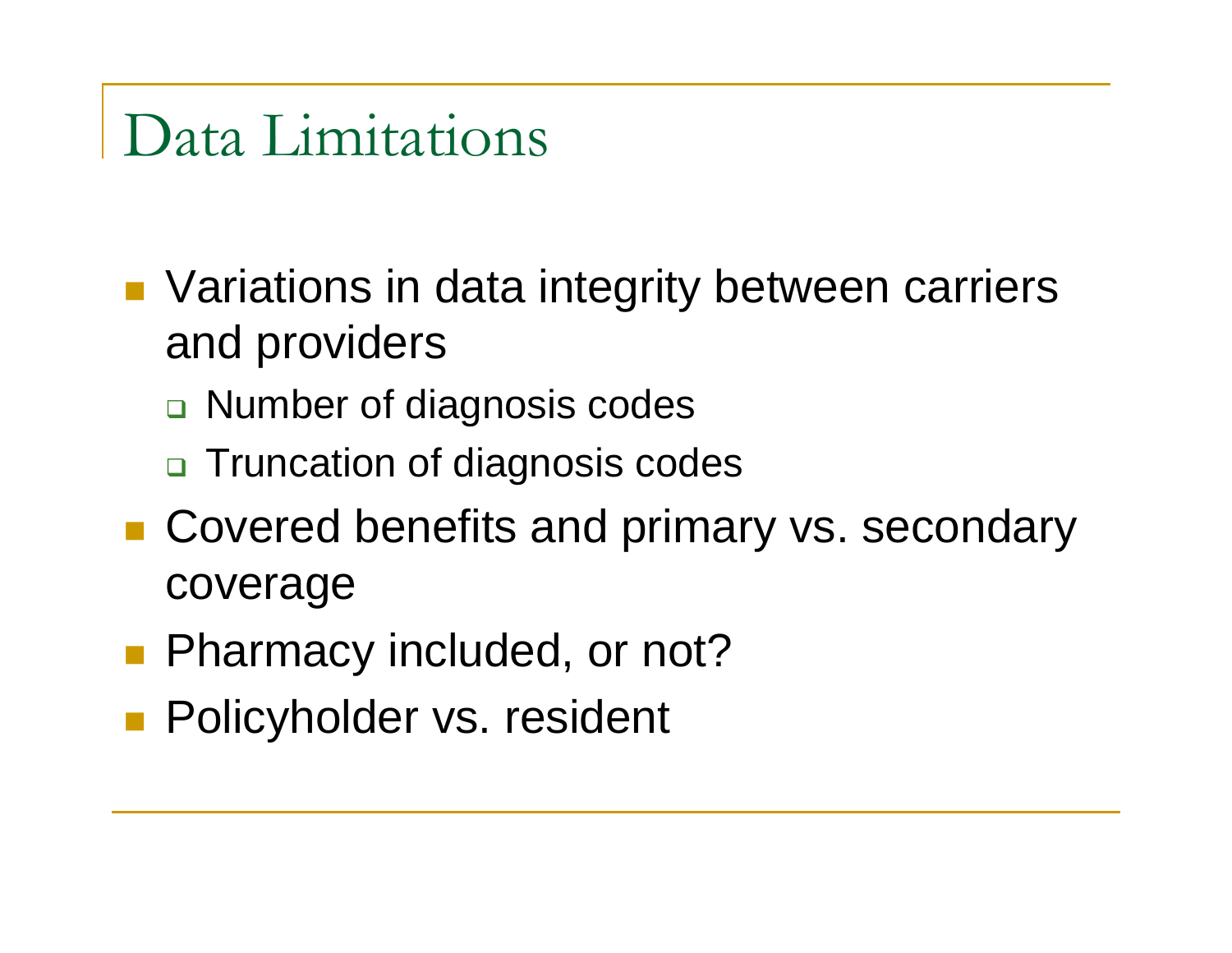# Data Limitations

- Variations in data integrity between carriers and providers
  - Number of diagnosis codes
  - Truncation of diagnosis codes
- Covered benefits and primary vs. secondary coverage
- Pharmacy included, or not?
- Policyholder vs. resident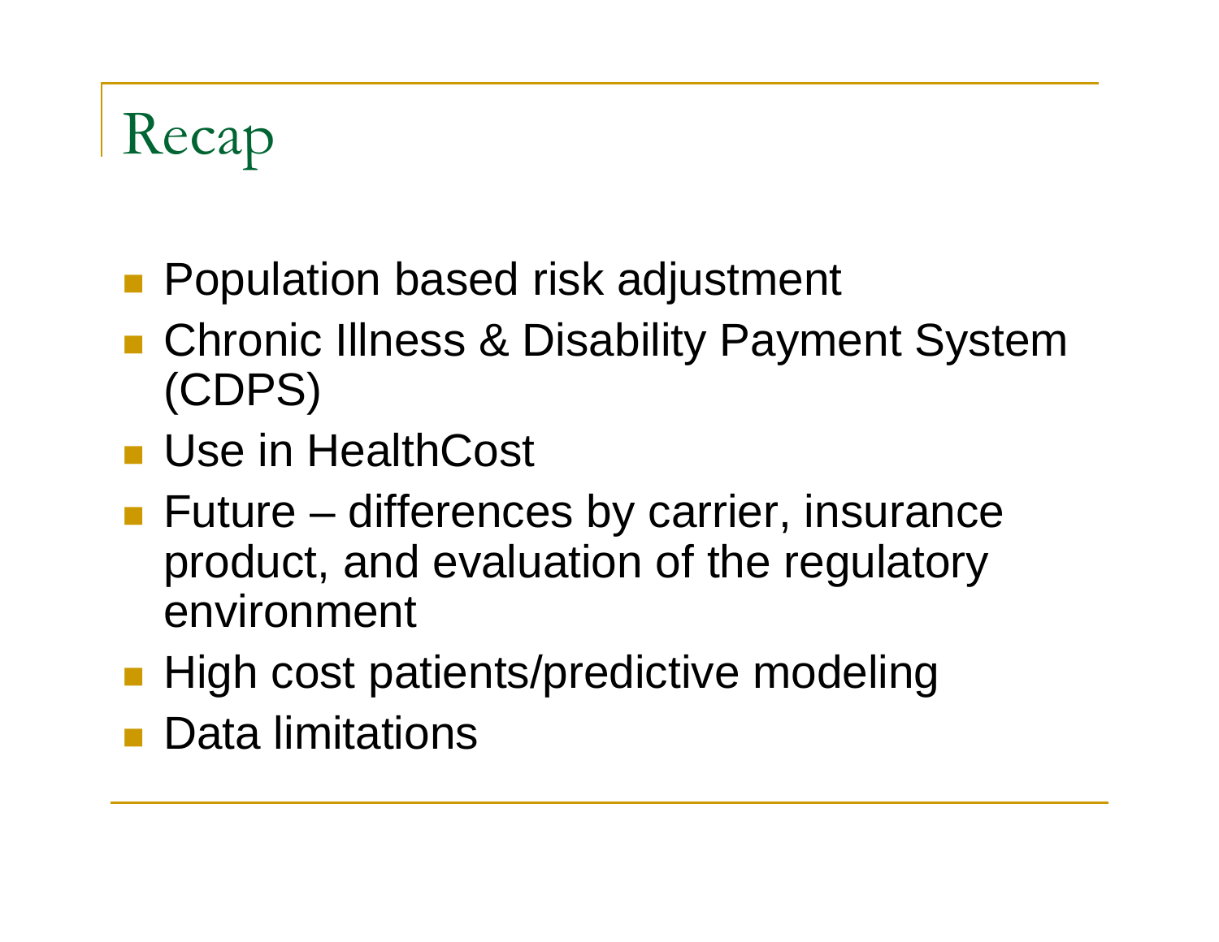# Recap

- Population based risk adjustment
- Chronic Illness & Disability Payment System (CDPS)
- Use in HealthCost
- Future – differences by carrier, insurance product, and evaluation of the regulatory environment
- High cost patients/predictive modeling
- Data limitations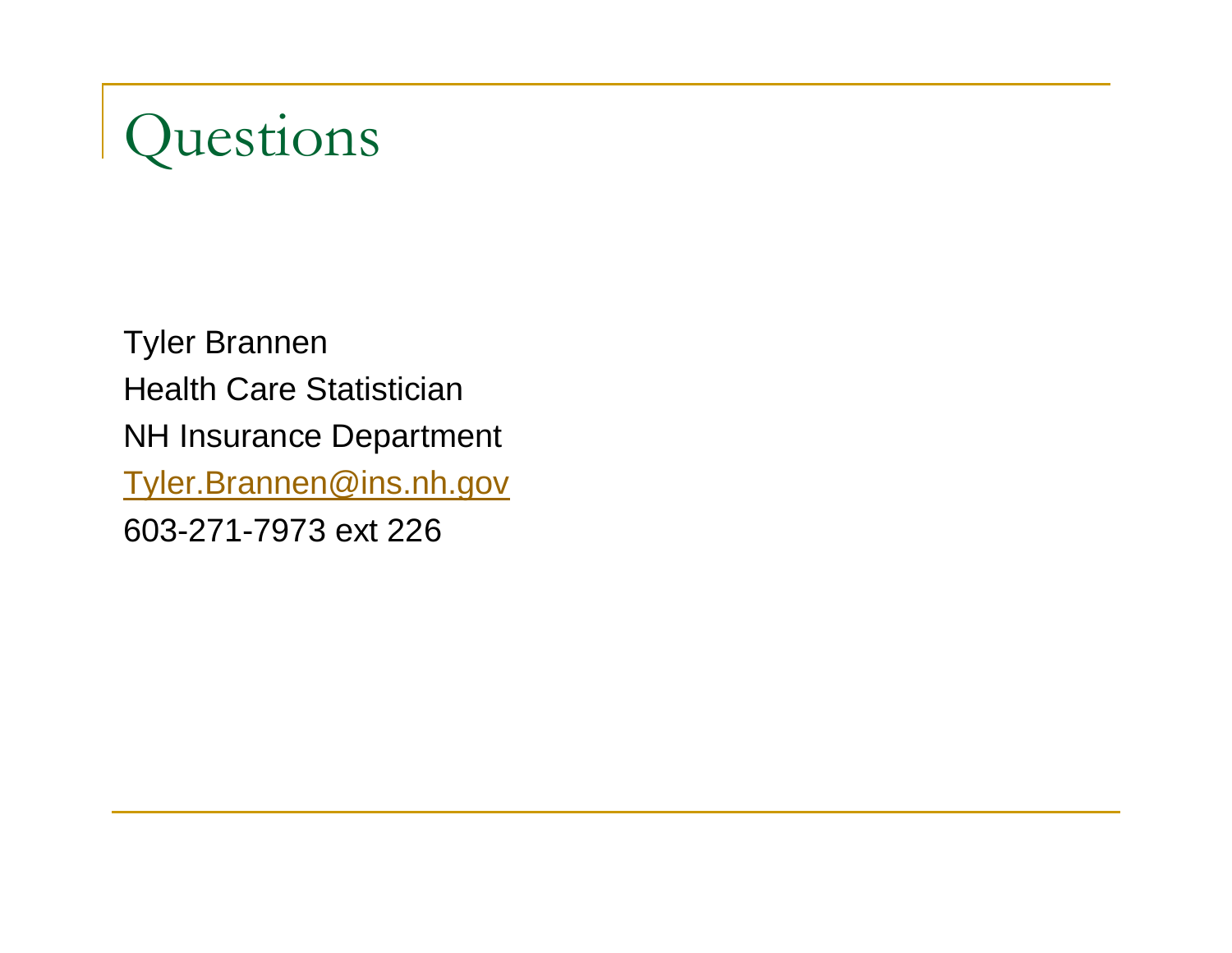# Questions

Tyler Brannen

Health Care Statistician

NH Insurance Department

Tyler.Brannen@ins.nh.gov

603-271-7973 ext 226